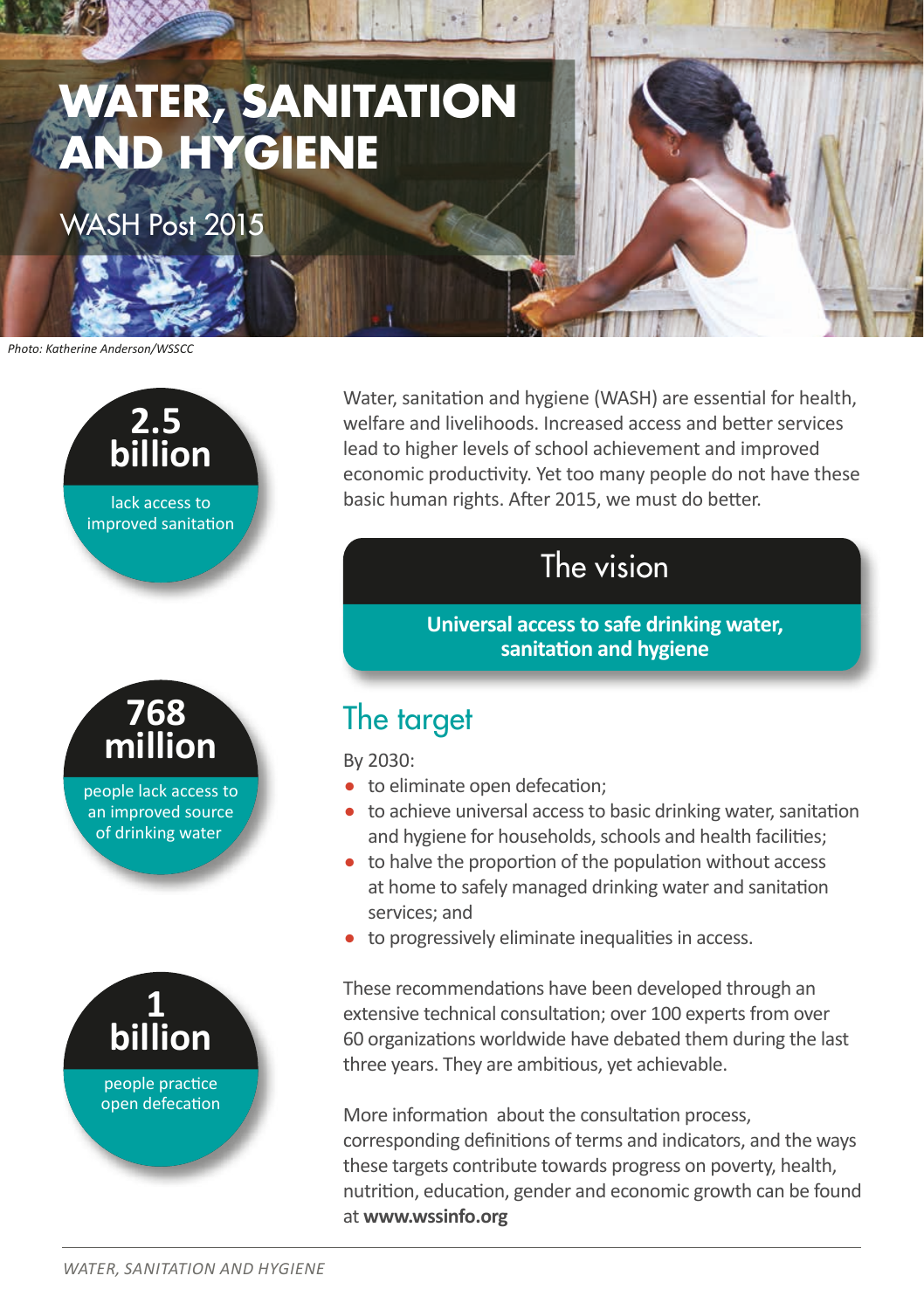# WATER, SANITATION AND HYGIENE

## WASH Post 2015

*Photo: Katherine Anderson/WSSCC*

**2.5 billion**
lack access to improved sanitation

**768 million**
people lack access to an improved source of drinking water

**1 billion**
people practice open defecation

Water, sanitation and hygiene (WASH) are essential for health, welfare and livelihoods. Increased access and better services lead to higher levels of school achievement and improved economic productivity. Yet too many people do not have these basic human rights. After 2015, we must do better.

### The vision

**Universal access to safe drinking water, sanitation and hygiene**

## The target

By 2030:

- to eliminate open defecation;
- to achieve universal access to basic drinking water, sanitation and hygiene for households, schools and health facilities;
- to halve the proportion of the population without access at home to safely managed drinking water and sanitation services; and
- to progressively eliminate inequalities in access.

These recommendations have been developed through an extensive technical consultation; over 100 experts from over 60 organizations worldwide have debated them during the last three years. They are ambitious, yet achievable.

More information about the consultation process, corresponding definitions of terms and indicators, and the ways these targets contribute towards progress on poverty, health, nutrition, education, gender and economic growth can be found at **www.wssinfo.org**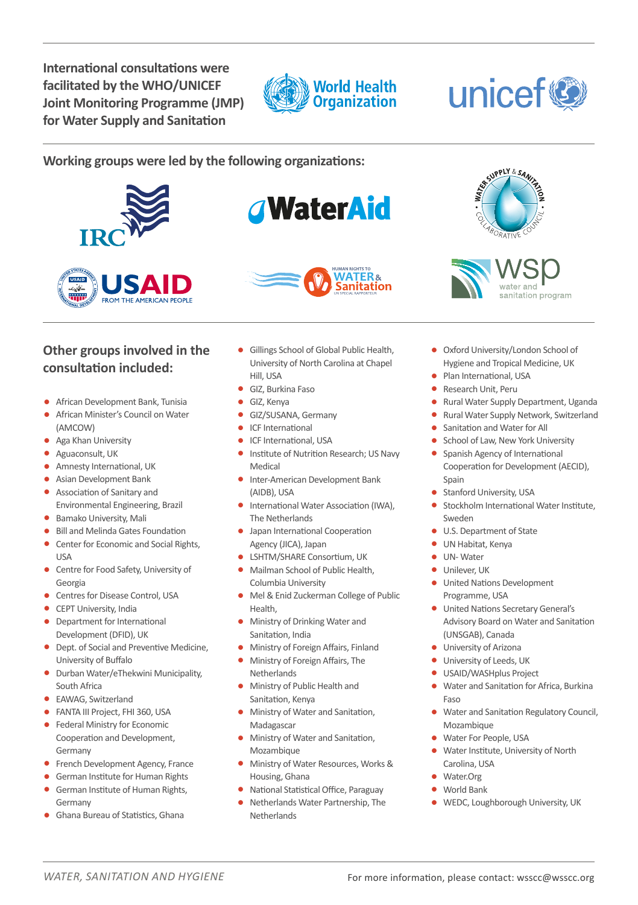**International consultations were facilitated by the WHO/UNICEF Joint Monitoring Programme (JMP) for Water Supply and Sanitation**

## Working groups were led by the following organizations:

## Other groups involved in the consultation included:

- African Development Bank, Tunisia
- African Minister's Council on Water (AMCOW)
- Aga Khan University
- Aguaconsult, UK
- Amnesty International, UK
- Asian Development Bank
- Association of Sanitary and Environmental Engineering, Brazil
- Bamako University, Mali
- Bill and Melinda Gates Foundation
- Center for Economic and Social Rights, USA
- Centre for Food Safety, University of Georgia
- Centres for Disease Control, USA
- CEPT University, India
- Department for International Development (DFID), UK
- Dept. of Social and Preventive Medicine, University of Buffalo
- Durban Water/eThekwini Municipality, South Africa
- EAWAG, Switzerland
- FANTA III Project, FHI 360, USA
- Federal Ministry for Economic Cooperation and Development, Germany
- French Development Agency, France
- German Institute for Human Rights
- German Institute of Human Rights, Germany
- Ghana Bureau of Statistics, Ghana
- Gillings School of Global Public Health, University of North Carolina at Chapel Hill, USA
- GIZ, Burkina Faso
- GIZ, Kenya
- GIZ/SUSANA, Germany
- ICF International
- ICF International, USA
- Institute of Nutrition Research; US Navy Medical
- Inter-American Development Bank (AIDB), USA
- International Water Association (IWA), The Netherlands
- Japan International Cooperation Agency (JICA), Japan
- LSHTM/SHARE Consortium, UK
- Mailman School of Public Health, Columbia University
- Mel & Enid Zuckerman College of Public Health,
- Ministry of Drinking Water and Sanitation, India
- Ministry of Foreign Affairs, Finland
- Ministry of Foreign Affairs, The Netherlands
- Ministry of Public Health and Sanitation, Kenya
- Ministry of Water and Sanitation, Madagascar
- Ministry of Water and Sanitation, Mozambique
- Ministry of Water Resources, Works & Housing, Ghana
- National Statistical Office, Paraguay
- Netherlands Water Partnership, The Netherlands
- Oxford University/London School of Hygiene and Tropical Medicine, UK
- Plan International, USA
- Research Unit, Peru
- Rural Water Supply Department, Uganda
- Rural Water Supply Network, Switzerland
- Sanitation and Water for All
- School of Law, New York University
- Spanish Agency of International Cooperation for Development (AECID), Spain
- Stanford University, USA
- Stockholm International Water Institute, Sweden
- U.S. Department of State
- UN Habitat, Kenya
- UN- Water
- Unilever, UK
- United Nations Development Programme, USA
- United Nations Secretary General's Advisory Board on Water and Sanitation (UNSGAB), Canada
- University of Arizona
- University of Leeds, UK
- USAID/WASHplus Project
- Water and Sanitation for Africa, Burkina Faso
- Water and Sanitation Regulatory Council, Mozambique
- Water For People, USA
- Water Institute, University of North Carolina, USA
- Water.Org
- World Bank
- WEDC, Loughborough University, UK

For more information, please contact: wsscc@wsscc.org